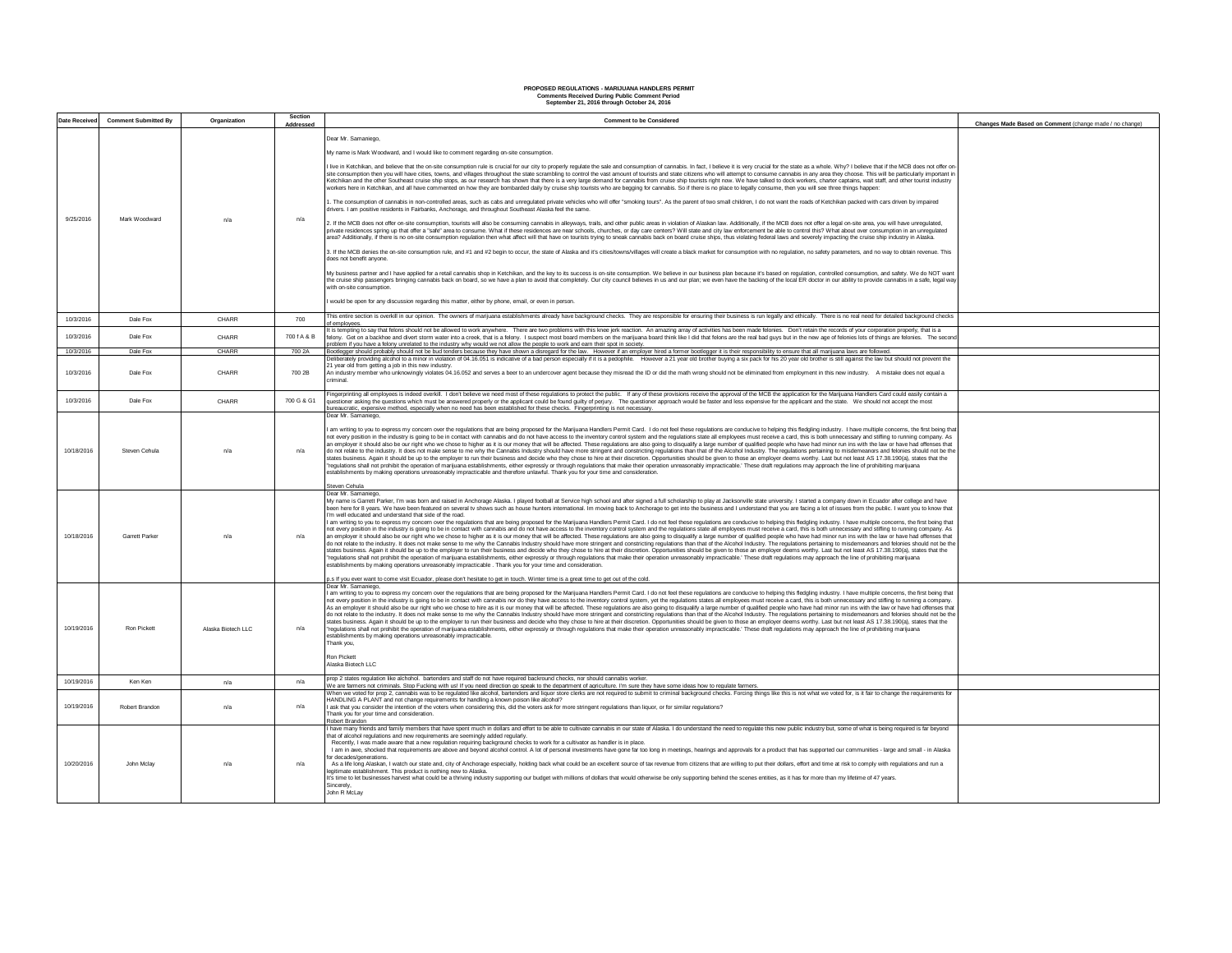# PROPOSED REGULATIONS - MARIJUANA HANDLERS PERMIT

**Comments Received During Public Comment Period**
**September 21, 2016 through October 24, 2016**

| Date Received | Comment Submitted By | Organization | Section Addressed | Comment to be Considered | Changes Made Based on Comment (change made / no change) |
|---|---|---|---|---|---|
| 9/25/2016 | Mark Woodward | n/a | n/a | Dear Mr. Samaniego,<br><br>My name is Mark Woodward, and I would like to comment regarding on-site consumption.<br><br>I live in Ketchikan, and believe that the on-site consumption rule is crucial for our city to properly regulate the sale and consumption of cannabis. In fact, I believe it is very crucial for the state as a whole. Why? I believe that if the MCB does not offer on-site consumption then you will have cities, towns, and villages throughout the state scrambling to control the vast amount of tourists and state citizens who will attempt to consume cannabis in any area they choose. This will be particularly important in Ketchikan and the other Southeast cruise ship stops, as our research has shown that there is a very large demand for cannabis from cruise ship tourists right now. We have talked to dock workers, charter captains, wait staff, and other tourist industry workers here in Ketchikan, and all have commented on how they are bombarded daily by cruise ship tourists who are begging for cannabis. So if there is no place to legally consume, then you will see three things happen:<br><br>1. The consumption of cannabis in non-controlled areas, such as cabs and unregulated private vehicles who will offer "smoking tours". As the parent of two small children, I do not want the roads of Ketchikan packed with cars driven by impaired drivers. I am positive residents in Fairbanks, Anchorage, and throughout Southeast Alaska feel the same.<br><br>2. If the MCB does not offer on-site consumption, tourists will also be consuming cannabis in alleyways, trails, and other public areas in violation of Alaskan law. Additionally, if the MCB does not offer a legal on-site area, you will have unregulated, private residences spring up that offer a "safe" area to consume. What if these residences are near schools, churches, or day care centers? Will state and city law enforcement be able to control this? What about over consumption in an unregulated area? Additionally, if there is no on-site consumption regulation then what affect will that have on tourists trying to sneak cannabis back on board cruise ships, thus violating federal laws and severely impacting the cruise ship industry in Alaska.<br><br>3. If the MCB denies the on-site consumption rule, and #1 and #2 begin to occur, the state of Alaska and it's cities/towns/villages will create a black market for consumption with no regulation, no safety parameters, and no way to obtain revenue. This does not benefit anyone.<br><br>My business partner and I have applied for a retail cannabis shop in Ketchikan, and the key to its success is on-site consumption. We believe in our business plan because it's based on regulation, controlled consumption, and safety. We do NOT want the cruise ship passengers bringing cannabis back on board, so we have a plan to avoid that completely. Our city council believes in us and our plan; we even have the backing of the local ER doctor in our ability to provide cannabis in a safe, legal way with on-site consumption.<br><br>I would be open for any discussion regarding this matter, either by phone, email, or even in person. | |
| 10/3/2016 | Dale Fox | CHARR | 700 | This entire section is overkill in our opinion. The owners of marijuana establishments already have background checks. They are responsible for ensuring their business is run legally and ethically. There is no real need for detailed background checks of employees. | |
| 10/3/2016 | Dale Fox | CHARR | 700 f A & B | It is tempting to say that felons should not be allowed to work anywhere. There are two problems with this knee jerk reaction. An amazing array of activities has been made felonies. Don't retain the records of your corporation properly, that is a felony. Get on a backhoe and divert storm water into a creek, that is a felony. I suspect most board members on the marijuana board think like I did that felons are the real bad guys but in the new age of felonies lots of things are felonies. The second problem if you have a felony unrelated to the industry why would we not allow the people to work and earn their spot in society. | |
| 10/3/2016 | Dale Fox | CHARR | 700 2A | Bootlegger should probably should not be bud tenders because they have shown a disregard for the law. However if an employer hired a former bootlegger it is their responsibility to ensure that all marijuana laws are followed. | |
| 10/3/2016 | Dale Fox | CHARR | 700 2B | Deliberately providing alcohol to a minor in violation of 04.16.051 is indicative of a bad person especially if it is a pedophile. However a 21 year old brother buying a six pack for his 20 year old brother is still against the law but should not prevent the 21 year old from getting a job in this new industry.<br>An industry member who unknowingly violates 04.16.052 and serves a beer to an undercover agent because they misread the ID or did the math wrong should not be eliminated from employment in this new industry. A mistake does not equal a criminal. | |
| 10/3/2016 | Dale Fox | CHARR | 700 G & G1 | Fingerprinting all employees is indeed overkill. I don't believe we need most of these regulations to protect the public. If any of these provisions receive the approval of the MCB the application for the Marijuana Handlers Card could easily contain a questioner asking the questions which must be answered properly or the applicant could be found guilty of perjury. The questioner approach would be faster and less expensive for the applicant and the state. We should not accept the most bureaucratic, expensive method, especially when no need has been established for these checks. Fingerprinting is not necessary. | |
| 10/18/2016 | Steven Cehula | n/a | n/a | Dear Mr. Samaniego,<br><br>I am writing to you to express my concern over the regulations that are being proposed for the Marijuana Handlers Permit Card. I do not feel these regulations are conducive to helping this fledgling industry. I have multiple concerns, the first being that not every position in the industry is going to be in contact with cannabis and do not have access to the inventory control system and the regulations state all employees must receive a card, this is both unnecessary and stifling to running company. As an employer it should also be our right who we chose to higher as it is our money that will be affected. These regulations are also going to disqualify a large number of qualified people who have had minor run ins with the law or have had offenses that do not relate to the industry. It does not make sense to me why the Cannabis Industry should have more stringent and constricting regulations than that of the Alcohol Industry. The regulations pertaining to misdemeanors and felonies should not be the states business. Again it should be up to the employer to run their business and decide who they chose to hire at their discretion. Opportunities should be given to those an employer deems worthy. Last but not least AS 17.38.190(a), states that the "regulations shall not prohibit the operation of marijuana establishments, either expressly or through regulations that make their operation unreasonably impracticable.' These draft regulations may approach the line of prohibiting marijuana establishments by making operations unreasonably impracticable and therefore unlawful. Thank you for your time and consideration.<br><br>Steven Cehula | |
| 10/18/2016 | Garrett Parker | n/a | n/a | Dear Mr. Samaniego,<br>My name is Garrett Parker, I'm was born and raised in Anchorage Alaska. I played football at Service high school and after signed a full scholarship to play at Jacksonville state university. I started a company down in Ecuador after college and have been here for 8 years. We have been featured on several tv shows such as house hunters international. Im moving back to Anchorage to get into the business and I understand that you are facing a lot of issues from the public. I want you to know that I'm well educated and understand that side of the road.<br>I am writing to you to express my concern over the regulations that are being proposed for the Marijuana Handlers Permit Card. I do not feel these regulations are conducive to helping this fledgling industry. I have multiple concerns, the first being that not every position in the industry is going to be in contact with cannabis and do not have access to the inventory control system and the regulations state all employees must receive a card, this is both unnecessary and stifling to running company. As an employer it should also be our right who we chose to higher as it is our money that will be affected. These regulations are also going to disqualify a large number of qualified people who have had minor run ins with the law or have had offenses that do not relate to the industry. It does not make sense to me why the Cannabis Industry should have more stringent and constricting regulations than that of the Alcohol Industry. The regulations pertaining to misdemeanors and felonies should not be the states business. Again it should be up to the employer to run their business and decide who they chose to hire at their discretion. Opportunities should be given to those an employer deems worthy. Last but not least AS 17.38.190(a), states that the "regulations shall not prohibit the operation of marijuana establishments, either expressly or through regulations that make their operation unreasonably impracticable.' These draft regulations may approach the line of prohibiting marijuana establishments by making operations unreasonably impracticable . Thank you for your time and consideration.<br><br>p.s If you ever want to come visit Ecuador, please don't hesitate to get in touch. Winter time is a great time to get out of the cold. | |
| 10/19/2016 | Ron Pickett | Alaska Biotech LLC | n/a | Dear Mr. Samaniego,<br>I am writing to you to express my concern over the regulations that are being proposed for the Marijuana Handlers Permit Card. I do not feel these regulations are conducive to helping this fledgling industry. I have multiple concerns, the first being that not every position in the industry is going to be in contact with cannabis nor do they have access to the inventory control system, yet the regulations states all employees must receive a card, this is both unnecessary and stifling to running a company. As an employer it should be our right who we chose to hire as it is our money that will be affected. These regulations are also going to disqualify a large number of qualified people who have had minor run ins with the law or have had offenses that do not relate to the industry. It does not make sense to me why the Cannabis Industry should have more stringent and constricting regulations than that of the Alcohol Industry. The regulations pertaining to misdemeanors and felonies should not be the states business. Again it should be up to the employer to run their business and decide who they chose to hire at their discretion. Opportunities should be given to those an employer deems worthy. Last but not least AS 17.38.190(a), states that the "regulations shall not prohibit the operation of marijuana establishments, either expressly or through regulations that make their operation unreasonably impracticable.' These draft regulations may approach the line of prohibiting marijuana establishments by making operations unreasonably impracticable.<br>Thank you,<br><br>Ron Pickett<br>Alaska Biotech LLC | |
| 10/19/2016 | Ken Ken | n/a | n/a | prop 2 states regulation like alchohol. bartenders and staff do not have required background checks, nor should cannabis worker.<br>We are farmers not criminals. Stop Fucking with us! If you need direction go speak to the department of agriculture. I'm sure they have some ideas how to regulate farmers. | |
| 10/19/2016 | Robert Brandon | n/a | n/a | When we voted for prop 2, cannabis was to be regulated like alcohol, bartenders and liquor store clerks are not required to submit to criminal background checks. Forcing things like this is not what we voted for, is it fair to change the requirements for HANDLING A PLANT and not change requirements for handling a known poison like alcohol?<br>I ask that you consider the intention of the voters when considering this, did the voters ask for more stringent regulations than liquor, or for similar regulations?<br>Thank you for your time and consideration.<br>Robert Brandon | |
| 10/20/2016 | John Mclay | n/a | n/a | I have many friends and family members that have spent much in dollars and effort to be able to cultivate cannabis in our state of Alaska. I do understand the need to regulate this new public industry but, some of what is being required is far beyond that of alcohol regulations and new requirements are seemingly added regularly.<br>Recently, I was made aware that a new regulation requiring background checks to work for a cultivator as handler is in place.<br>I am in awe, shocked that requirements are above and beyond alcohol control. A lot of personal investments have gone far too long in meetings, hearings and approvals for a product that has supported our communities - large and small - in Alaska for decades/generations.<br>As a life long Alaskan, I watch our state and, city of Anchorage especially, holding back what could be an excellent source of tax revenue from citizens that are willing to put their dollars, effort and time at risk to comply with regulations and run a legitimate establishment. This product is nothing new to Alaska.<br>It's time to let businesses harvest what could be a thriving industry supporting our budget with millions of dollars that would otherwise be only supporting behind the scenes entities, as it has for more than my lifetime of 47 years.<br>Sincerely,<br>John R McLay | |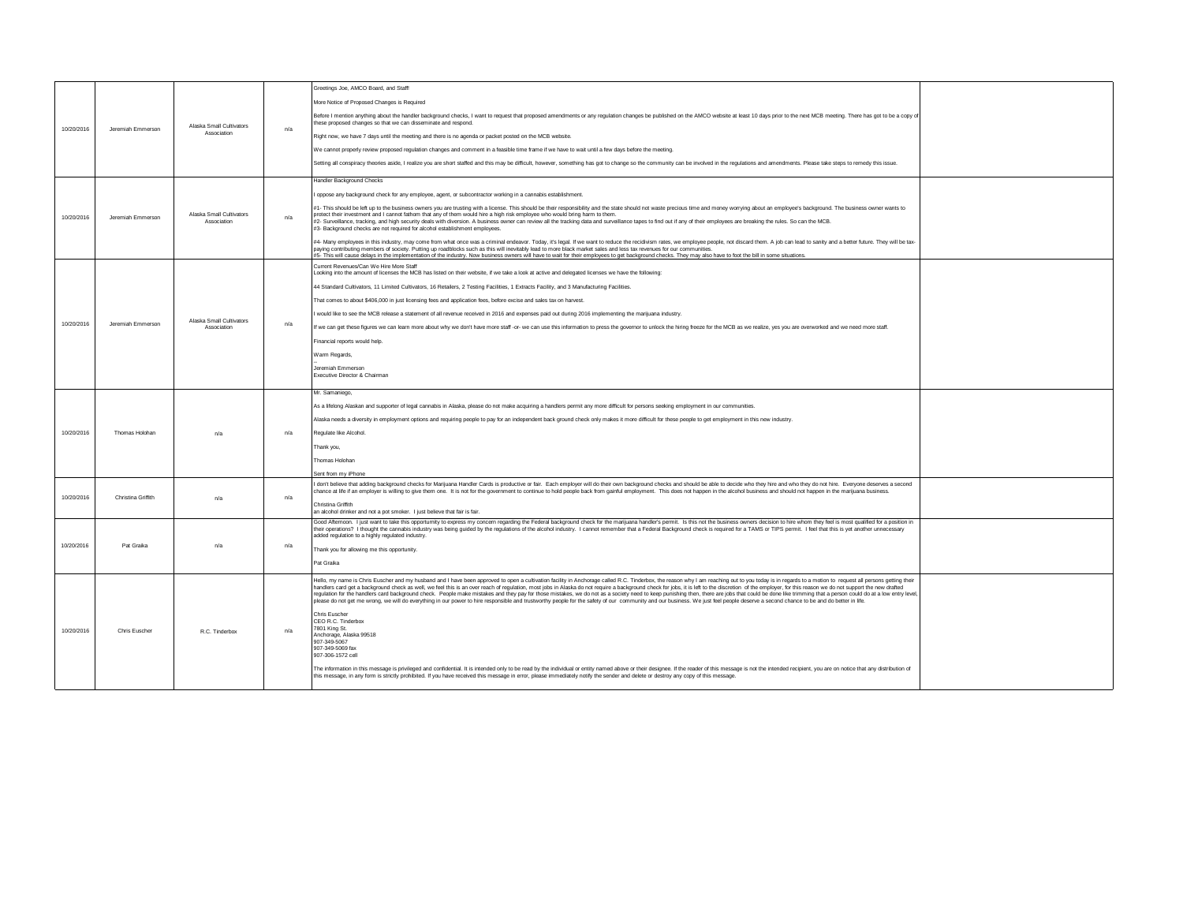| | | | | | |
|---|---|---|---|---|---|
| 10/20/2016 | Jeremiah Emmerson | Alaska Small Cultivators Association | n/a | Greetings Joe, AMCO Board, and Staff!<br><br>More Notice of Proposed Changes is Required<br><br>Before I mention anything about the handler background checks, I want to request that proposed amendments or any regulation changes be published on the AMCO website at least 10 days prior to the next MCB meeting. There has got to be a copy of these proposed changes so that we can disseminate and respond.<br><br>Right now, we have 7 days until the meeting and there is no agenda or packet posted on the MCB website.<br><br>We cannot properly review proposed regulation changes and comment in a feasible time frame if we have to wait until a few days before the meeting.<br><br>Setting all conspiracy theories aside, I realize you are short staffed and this may be difficult, however, something has got to change so the community can be involved in the regulations and amendments. Please take steps to remedy this issue. | |
| 10/20/2016 | Jeremiah Emmerson | Alaska Small Cultivators Association | n/a | Handler Background Checks<br><br>I oppose any background check for any employee, agent, or subcontractor working in a cannabis establishment.<br><br>#1- This should be left up to the business owners you are trusting with a license. This should be their responsibility and the state should not waste precious time and money worrying about an employee's background. The business owner wants to protect their investment and I cannot fathom that any of them would hire a high risk employee who would bring harm to them.<br>#2- Surveillance, tracking, and high security deals with diversion. A business owner can review all the tracking data and surveillance tapes to find out if any of their employees are breaking the rules. So can the MCB.<br>#3- Background checks are not required for alcohol establishment employees.<br><br>#4- Many employees in this industry, may come from what once was a criminal endeavor. Today, it's legal. If we want to reduce the recidivism rates, we employee people, not discard them. A job can lead to sanity and a better future. They will be tax-paying contributing members of society. Putting up roadblocks such as this will inevitably lead to more black market sales and less tax revenues for our communities.<br>#5- This will cause delays in the implementation of the industry. Now business owners will have to wait for their employees to get background checks. They may also have to foot the bill in some situations. | |
| 10/20/2016 | Jeremiah Emmerson | Alaska Small Cultivators Association | n/a | Current Revenues/Can We Hire More Staff<br>Looking into the amount of licenses the MCB has listed on their website, if we take a look at active and delegated licenses we have the following:<br><br>44 Standard Cultivators, 11 Limited Cultivators, 16 Retailers, 2 Testing Facilities, 1 Extracts Facility, and 3 Manufacturing Facilities.<br><br>That comes to about $406,000 in just licensing fees and application fees, before excise and sales tax on harvest.<br><br>I would like to see the MCB release a statement of all revenue received in 2016 and expenses paid out during 2016 implementing the marijuana industry.<br><br>If we can get these figures we can learn more about why we don't have more staff -or- we can use this information to press the governor to unlock the hiring freeze for the MCB as we realize, yes you are overworked and we need more staff.<br><br>Financial reports would help.<br><br>Warm Regards,<br><br>--<br>Jeremiah Emmerson<br>Executive Director & Chairman | |
| 10/20/2016 | Thomas Holohan | n/a | n/a | Mr. Samaniego,<br><br>As a lifelong Alaskan and supporter of legal cannabis in Alaska, please do not make acquiring a handlers permit any more difficult for persons seeking employment in our communities.<br><br>Alaska needs a diversity in employment options and requiring people to pay for an independent back ground check only makes it more difficult for these people to get employment in this new industry.<br><br>Regulate like Alcohol.<br><br>Thank you,<br><br>Thomas Holohan<br><br>Sent from my iPhone | |
| 10/20/2016 | Christina Griffith | n/a | n/a | I don't believe that adding background checks for Marijuana Handler Cards is productive or fair. Each employer will do their own background checks and should be able to decide who they hire and who they do not hire. Everyone deserves a second chance at life if an employer is willing to give them one. It is not for the government to continue to hold people back from gainful employment. This does not happen in the alcohol business and should not happen in the marijuana business.<br><br>Christina Griffith<br>an alcohol drinker and not a pot smoker. I just believe that fair is fair. | |
| 10/20/2016 | Pat Graika | n/a | n/a | Good Afternoon. I just want to take this opportunity to express my concern regarding the Federal background check for the marijuana handler's permit. Is this not the business owners decision to hire whom they feel is most qualified for a position in their operations? I thought the cannabis industry was being guided by the regulations of the alcohol industry. I cannot remember that a Federal Background check is required for a TAMS or TIPS permit. I feel that this is yet another unnecessary added regulation to a highly regulated industry.<br><br>Thank you for allowing me this opportunity.<br><br>Pat Graika | |
| 10/20/2016 | Chris Euscher | R.C. Tinderbox | n/a | Hello, my name is Chris Euscher and my husband and I have been approved to open a cultivation facility in Anchorage called R.C. Tinderbox, the reason why I am reaching out to you today is in regards to a motion to request all persons getting their handlers card get a background check as well, we feel this is an over reach of regulation, most jobs in Alaska do not require a background check for jobs, it is left to the discretion of the employer, for this reason we do not support the new drafted regulation for the handlers card background check. People make mistakes and they pay for those mistakes, we do not as a society need to keep punishing then, there are jobs that could be done like trimming that a person could do at a low entry level, please do not get me wrong, we will do everything in our power to hire responsible and trustworthy people for the safety of our community and our business. We just feel people deserve a second chance to be and do better in life.<br><br>Chris Euscher<br>CEO R.C. Tinderbox<br>7801 King St.<br>Anchorage, Alaska 99518<br>907-349-5067<br>907-349-5069 fax<br>907-306-1572 cell<br><br>The information in this message is privileged and confidential. It is intended only to be read by the individual or entity named above or their designee. If the reader of this message is not the intended recipient, you are on notice that any distribution of this message, in any form is strictly prohibited. If you have received this message in error, please immediately notify the sender and delete or destroy any copy of this message. | |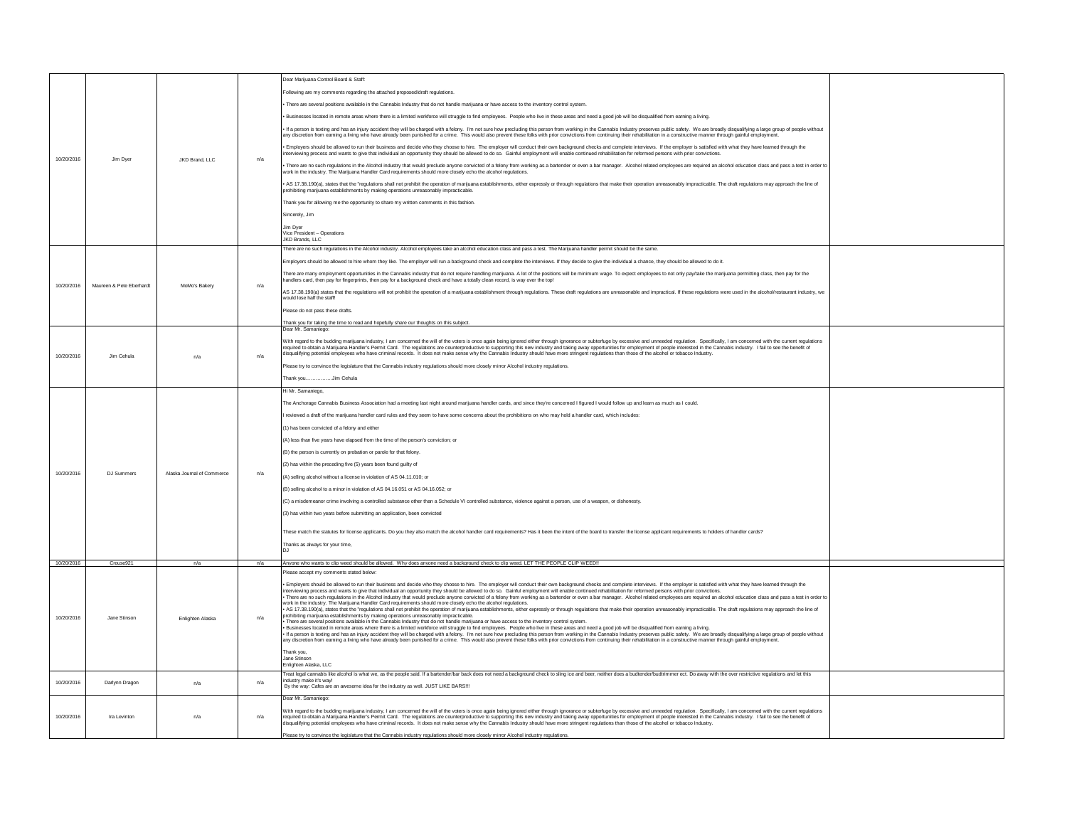| | | | | | |
|---|---|---|---|---|---|
| 10/20/2016 | Jim Dyer | JKD Brand, LLC | n/a | Dear Marijuana Control Board & Staff:<br><br>Following are my comments regarding the attached proposed/draft regulations.<br><br>• There are several positions available in the Cannabis Industry that do not handle marijuana or have access to the inventory control system.<br><br>• Businesses located in remote areas where there is a limited workforce will struggle to find employees. People who live in these areas and need a good job will be disqualified from earning a living.<br><br>• If a person is texting and has an injury accident they will be charged with a felony. I'm not sure how precluding this person from working in the Cannabis Industry preserves public safety. We are broadly disqualifying a large group of people without any discretion from earning a living who have already been punished for a crime. This would also prevent these folks with prior convictions from continuing their rehabilitation in a constructive manner through gainful employment.<br><br>• Employers should be allowed to run their business and decide who they choose to hire. The employer will conduct their own background checks and complete interviews. If the employer is satisfied with what they have learned through the interviewing process and wants to give that individual an opportunity they should be allowed to do so. Gainful employment will enable continued rehabilitation for reformed persons with prior convictions.<br><br>• There are no such regulations in the Alcohol industry that would preclude anyone convicted of a felony from working as a bartender or even a bar manager. Alcohol related employees are required an alcohol education class and pass a test in order to work in the industry. The Marijuana Handler Card requirements should more closely echo the alcohol regulations.<br><br>• AS 17.38.190(a), states that the "regulations shall not prohibit the operation of marijuana establishments, either expressly or through regulations that make their operation unreasonably impracticable. The draft regulations may approach the line of prohibiting marijuana establishments by making operations unreasonably impracticable.<br><br>Thank you for allowing me the opportunity to share my written comments in this fashion.<br><br>Sincerely, Jim<br><br>Jim Dyer<br>Vice President – Operations<br>JKD Brands, LLC | |
| 10/20/2016 | Maureen & Pete Eberhardt | MoMo's Bakery | n/a | There are no such regulations in the Alcohol industry. Alcohol employees take an alcohol education class and pass a test. The Marijuana handler permit should be the same.<br><br>Employers should be allowed to hire whom they like. The employer will run a background check and complete the interviews. If they decide to give the individual a chance, they should be allowed to do it.<br><br>There are many employment opportunities in the Cannabis industry that do not require handling marijuana. A lot of the positions will be minimum wage. To expect employees to not only pay/take the marijuana permitting class, then pay for the handlers card, then pay for fingerprints, then pay for a background check and have a totally clean record, is way over the top!<br><br>AS 17.38.190(a) states that the regulations will not prohibit the operation of a marijuana establishment through regulations. These draft regulations are unreasonable and impractical. If these regulations were used in the alcohol/restaurant industry, we would lose half the staff!<br><br>Please do not pass these drafts.<br><br>Thank you for taking the time to read and hopefully share our thoughts on this subject. | |
| 10/20/2016 | Jim Cehula | n/a | n/a | Dear Mr. Samaniego:<br><br>With regard to the budding marijuana industry, I am concerned the will of the voters is once again being ignored either through ignorance or subterfuge by excessive and unneeded regulation. Specifically, I am concerned with the current regulations required to obtain a Marijuana Handler's Permit Card. The regulations are counterproductive to supporting this new industry and taking away opportunities for employment of people interested in the Cannabis industry. I fail to see the benefit of disqualifying potential employees who have criminal records. It does not make sense why the Cannabis Industry should have more stringent regulations than those of the alcohol or tobacco Industry.<br><br>Please try to convince the legislature that the Cannabis industry regulations should more closely mirror Alcohol industry regulations.<br><br>Thank you……………..Jim Cehula | |
| 10/20/2016 | DJ Summers | Alaska Journal of Commerce | n/a | Hi Mr. Samaniego,<br><br>The Anchorage Cannabis Business Association had a meeting last night around marijuana handler cards, and since they're concerned I figured I would follow up and learn as much as I could.<br><br>I reviewed a draft of the marijuana handler card rules and they seem to have some concerns about the prohibitions on who may hold a handler card, which includes:<br><br>(1) has been convicted of a felony and either<br><br>(A) less than five years have elapsed from the time of the person's conviction; or<br><br>(B) the person is currently on probation or parole for that felony.<br><br>(2) has within the preceding five (5) years been found guilty of<br><br>(A) selling alcohol without a license in violation of AS 04.11.010; or<br><br>(B) selling alcohol to a minor in violation of AS 04.16.051 or AS 04.16.052; or<br><br>(C) a misdemeanor crime involving a controlled substance other than a Schedule VI controlled substance, violence against a person, use of a weapon, or dishonesty.<br><br>(3) has within two years before submitting an application, been convicted<br><br>These match the statutes for license applicants. Do you they also match the alcohol handler card requirements? Has it been the intent of the board to transfer the license applicant requirements to holders of handler cards?<br><br>Thanks as always for your time,<br>DJ | |
| 10/20/2016 | Crouse921 | n/a | n/a | Anyone who wants to clip weed should be allowed. Why does anyone need a background check to clip weed. LET THE PEOPLE CLIP WEED!! | |
| 10/20/2016 | Jane Stinson | Enlighten Alaska | n/a | Please accept my comments stated below:<br><br>• Employers should be allowed to run their business and decide who they choose to hire. The employer will conduct their own background checks and complete interviews. If the employer is satisfied with what they have learned through the interviewing process and wants to give that individual an opportunity they should be allowed to do so. Gainful employment will enable continued rehabilitation for reformed persons with prior convictions.<br>• There are no such regulations in the Alcohol industry that would preclude anyone convicted of a felony from working as a bartender or even a bar manager. Alcohol related employees are required an alcohol education class and pass a test in order to work in the industry. The Marijuana Handler Card requirements should more closely echo the alcohol regulations.<br>• AS 17.38.190(a), states that the "regulations shall not prohibit the operation of marijuana establishments, either expressly or through regulations that make their operation unreasonably impracticable. The draft regulations may approach the line of prohibiting marijuana establishments by making operations unreasonably impracticable.<br>• There are several positions available in the Cannabis Industry that do not handle marijuana or have access to the inventory control system.<br>• Businesses located in remote areas where there is a limited workforce will struggle to find employees. People who live in these areas and need a good job will be disqualified from earning a living.<br>• If a person is texting and has an injury accident they will be charged with a felony. I'm not sure how precluding this person from working in the Cannabis Industry preserves public safety. We are broadly disqualifying a large group of people without any discretion from earning a living who have already been punished for a crime. This would also prevent these folks with prior convictions from continuing their rehabilitation in a constructive manner through gainful employment.<br><br>Thank you,<br>Jane Stinson<br>Enlighten Alaska, LLC | |
| 10/20/2016 | Darlynn Dragon | n/a | n/a | Treat legal cannabis like alcohol is what we, as the people said. If a bartender/bar back does not need a background check to sling ice and beer, neither does a budtender/budtrimmer ect. Do away with the over restrictive regulations and let this industry make it's way!<br>By the way: Cafes are an awesome idea for the industry as well. JUST LIKE BARS!!! | |
| 10/20/2016 | Ira Levinton | n/a | n/a | Dear Mr. Samaniego:<br><br>With regard to the budding marijuana industry, I am concerned the will of the voters is once again being ignored either through ignorance or subterfuge by excessive and unneeded regulation. Specifically, I am concerned with the current regulations required to obtain a Marijuana Handler's Permit Card. The regulations are counterproductive to supporting this new industry and taking away opportunities for employment of people interested in the Cannabis industry. I fail to see the benefit of disqualifying potential employees who have criminal records. It does not make sense why the Cannabis Industry should have more stringent regulations than those of the alcohol or tobacco Industry.<br><br>Please try to convince the legislature that the Cannabis industry regulations should more closely mirror Alcohol industry regulations. | |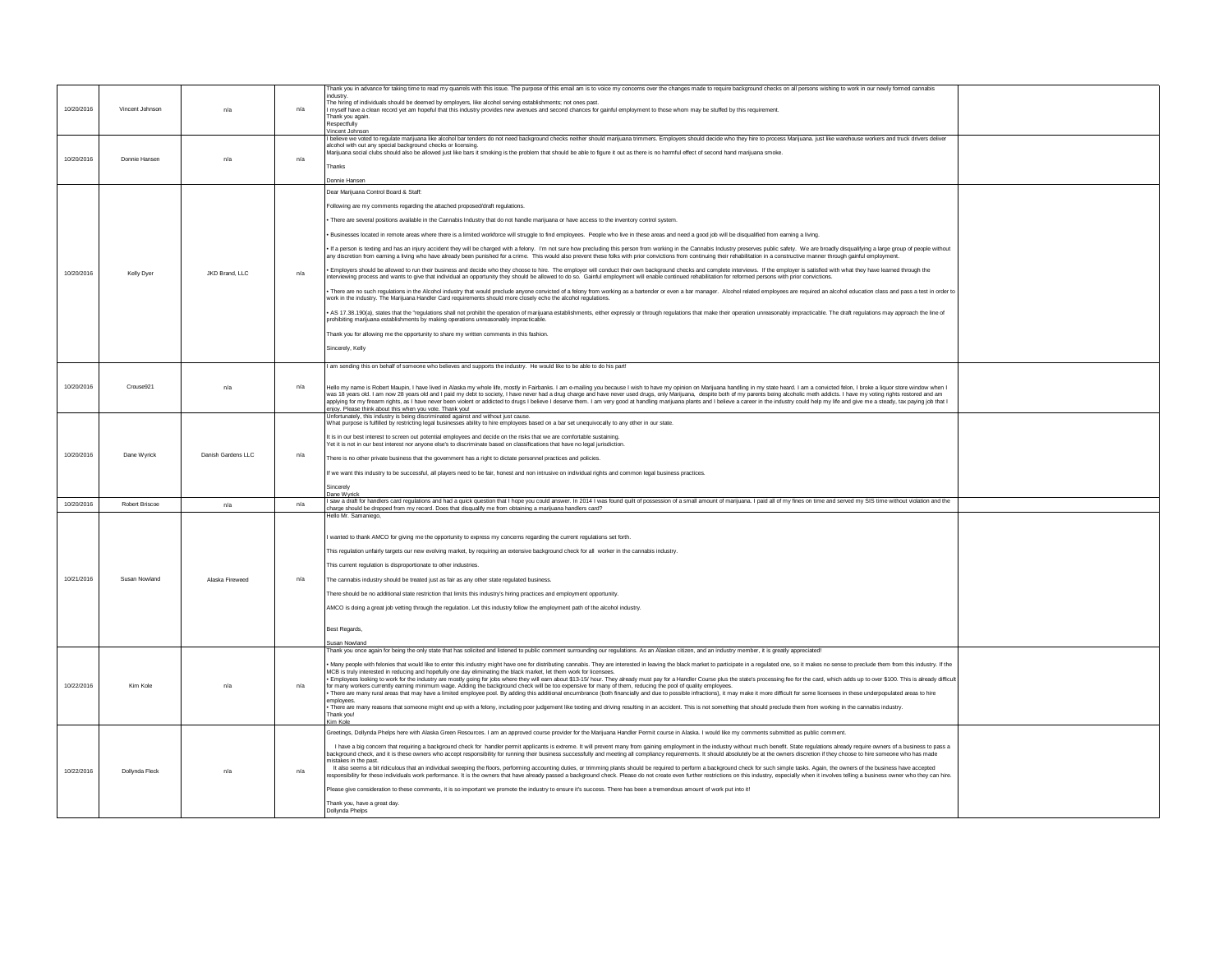| | | | | | |
|---|---|---|---|---|---|
| 10/20/2016 | Vincent Johnson | n/a | n/a | Thank you in advance for taking time to read my quarrels with this issue. The purpose of this email am is to voice my concerns over the changes made to require background checks on all persons wishing to work in our newly formed cannabis industry.<br>The hiring of individuals should be deemed by employers, like alcohol serving establishments; not ones past.<br>I myself have a clean record yet am hopeful that this industry provides new avenues and second chances for gainful employment to those whom may be stuffed by this requirement.<br>Thank you again.<br>Respectfully<br>Vincent Johnson | |
| 10/20/2016 | Donnie Hansen | n/a | n/a | I believe we voted to regulate marijuana like alcohol bar tenders do not need background checks neither should marijuana trimmers. Employers should decide who they hire to process Marijuana. just like warehouse workers and truck drivers deliver alcohol with out any special background checks or licensing.<br>Marijuana social clubs should also be allowed just like bars it smoking is the problem that should be able to figure it out as there is no harmful effect of second hand marijuana smoke.<br><br>Thanks<br><br>Donnie Hansen | |
| 10/20/2016 | Kelly Dyer | JKD Brand, LLC | n/a | Dear Marijuana Control Board & Staff:<br><br>Following are my comments regarding the attached proposed/draft regulations.<br><br>• There are several positions available in the Cannabis Industry that do not handle marijuana or have access to the inventory control system.<br><br>• Businesses located in remote areas where there is a limited workforce will struggle to find employees. People who live in these areas and need a good job will be disqualified from earning a living.<br><br>• If a person is texting and has an injury accident they will be charged with a felony. I'm not sure how precluding this person from working in the Cannabis Industry preserves public safety. We are broadly disqualifying a large group of people without any discretion from earning a living who have already been punished for a crime. This would also prevent these folks with prior convictions from continuing their rehabilitation in a constructive manner through gainful employment.<br><br>• Employers should be allowed to run their business and decide who they choose to hire. The employer will conduct their own background checks and complete interviews. If the employer is satisfied with what they have learned through the interviewing process and wants to give that individual an opportunity they should be allowed to do so. Gainful employment will enable continued rehabilitation for reformed persons with prior convictions.<br><br>• There are no such regulations in the Alcohol industry that would preclude anyone convicted of a felony from working as a bartender or even a bar manager. Alcohol related employees are required an alcohol education class and pass a test in order to work in the industry. The Marijuana Handler Card requirements should more closely echo the alcohol regulations.<br><br>• AS 17.38.190(a), states that the "regulations shall not prohibit the operation of marijuana establishments, either expressly or through regulations that make their operation unreasonably impracticable. The draft regulations may approach the line of prohibiting marijuana establishments by making operations unreasonably impracticable.<br><br>Thank you for allowing me the opportunity to share my written comments in this fashion.<br><br>Sincerely, Kelly | |
| 10/20/2016 | Crouse921 | n/a | n/a | I am sending this on behalf of someone who believes and supports the industry. He would like to be able to do his part!<br><br>Hello my name is Robert Maupin, I have lived in Alaska my whole life, mostly in Fairbanks. I am e-mailing you because I wish to have my opinion on Marijuana handling in my state heard. I am a convicted felon, I broke a liquor store window when I was 18 years old. I am now 28 years old and I paid my debt to society, I have never had a drug charge and have never used drugs, only Marijuana, despite both of my parents being alcoholic meth addicts. I have my voting rights restored and am applying for my firearm rights, as I have never been violent or addicted to drugs I believe I deserve them. I am very good at handling marijuana plants and I believe a career in the industry could help my life and give me a steady, tax paying job that I enjoy. Please think about this when you vote. Thank you! | |
| 10/20/2016 | Dane Wyrick | Danish Gardens LLC | n/a | Unfortunately, this industry is being discriminated against and without just cause.<br>What purpose is fulfilled by restricting legal businesses ability to hire employees based on a bar set unequivocally to any other in our state.<br><br>It is in our best interest to screen out potential employees and decide on the risks that we are comfortable sustaining.<br>Yet it is not in our best interest nor anyone else's to discriminate based on classifications that have no legal jurisdiction.<br><br>There is no other private business that the government has a right to dictate personnel practices and policies.<br><br>If we want this industry to be successful, all players need to be fair, honest and non intrusive on individual rights and common legal business practices.<br><br>Sincerely<br>Dane Wyrick | |
| 10/20/2016 | Robert Briscoe | n/a | n/a | I saw a draft for handlers card regulations and had a quick question that I hope you could answer. In 2014 I was found guilt of possession of a small amount of marijuana. I paid all of my fines on time and served my SIS time without violation and the charge should be dropped from my record. Does that disqualify me from obtaining a marijuana handlers card? | |
| 10/21/2016 | Susan Nowland | Alaska Fireweed | n/a | Hello Mr. Samaniego,<br><br>I wanted to thank AMCO for giving me the opportunity to express my concerns regarding the current regulations set forth.<br><br>This regulation unfairly targets our new evolving market, by requiring an extensive background check for all worker in the cannabis industry.<br><br>This current regulation is disproportionate to other industries.<br><br>The cannabis industry should be treated just as fair as any other state regulated business.<br><br>There should be no additional state restriction that limits this industry's hiring practices and employment opportunity.<br><br>AMCO is doing a great job vetting through the regulation. Let this industry follow the employment path of the alcohol industry.<br><br>Best Regards,<br><br>Susan Nowland | |
| 10/22/2016 | Kim Kole | n/a | n/a | Thank you once again for being the only state that has solicited and listened to public comment surrounding our regulations. As an Alaskan citizen, and an industry member, it is greatly appreciated!<br><br>• Many people with felonies that would like to enter this industry might have one for distributing cannabis. They are interested in leaving the black market to participate in a regulated one, so it makes no sense to preclude them from this industry. If the MCB is truly interested in reducing and hopefully one day eliminating the black market, let them work for licensees.<br>• Employees looking to work for the industry are mostly going for jobs where they will earn about $13-15/ hour. They already must pay for a Handler Course plus the state's processing fee for the card, which adds up to over $100. This is already difficult for many workers currently earning minimum wage. Adding the background check will be too expensive for many of them, reducing the pool of quality employees.<br>• There are many rural areas that may have a limited employee pool. By adding this additional encumbrance (both financially and due to possible infractions), it may make it more difficult for some licensees in these underpopulated areas to hire employees.<br>• There are many reasons that someone might end up with a felony, including poor judgement like texting and driving resulting in an accident. This is not something that should preclude them from working in the cannabis industry.<br>Thank you!<br>Kim Kole | |
| 10/22/2016 | Dollynda Fleck | n/a | n/a | Greetings, Dollynda Phelps here with Alaska Green Resources. I am an approved course provider for the Marijuana Handler Permit course in Alaska. I would like my comments submitted as public comment.<br><br>I have a big concern that requiring a background check for handler permit applicants is extreme. It will prevent many from gaining employment in the industry without much benefit. State regulations already require owners of a business to pass a background check, and it is these owners who accept responsibility for running their business successfully and meeting all compliancy requirements. It should absolutely be at the owners discretion if they choose to hire someone who has made mistakes in the past.<br>It also seems a bit ridiculous that an individual sweeping the floors, performing accounting duties, or trimming plants should be required to perform a background check for such simple tasks. Again, the owners of the business have accepted responsibility for these individuals work performance. It is the owners that have already passed a background check. Please do not create even further restrictions on this industry, especially when it involves telling a business owner who they can hire.<br><br>Please give consideration to these comments, it is so important we promote the industry to ensure it's success. There has been a tremendous amount of work put into it!<br><br>Thank you, have a great day.<br>Dollynda Phelps | |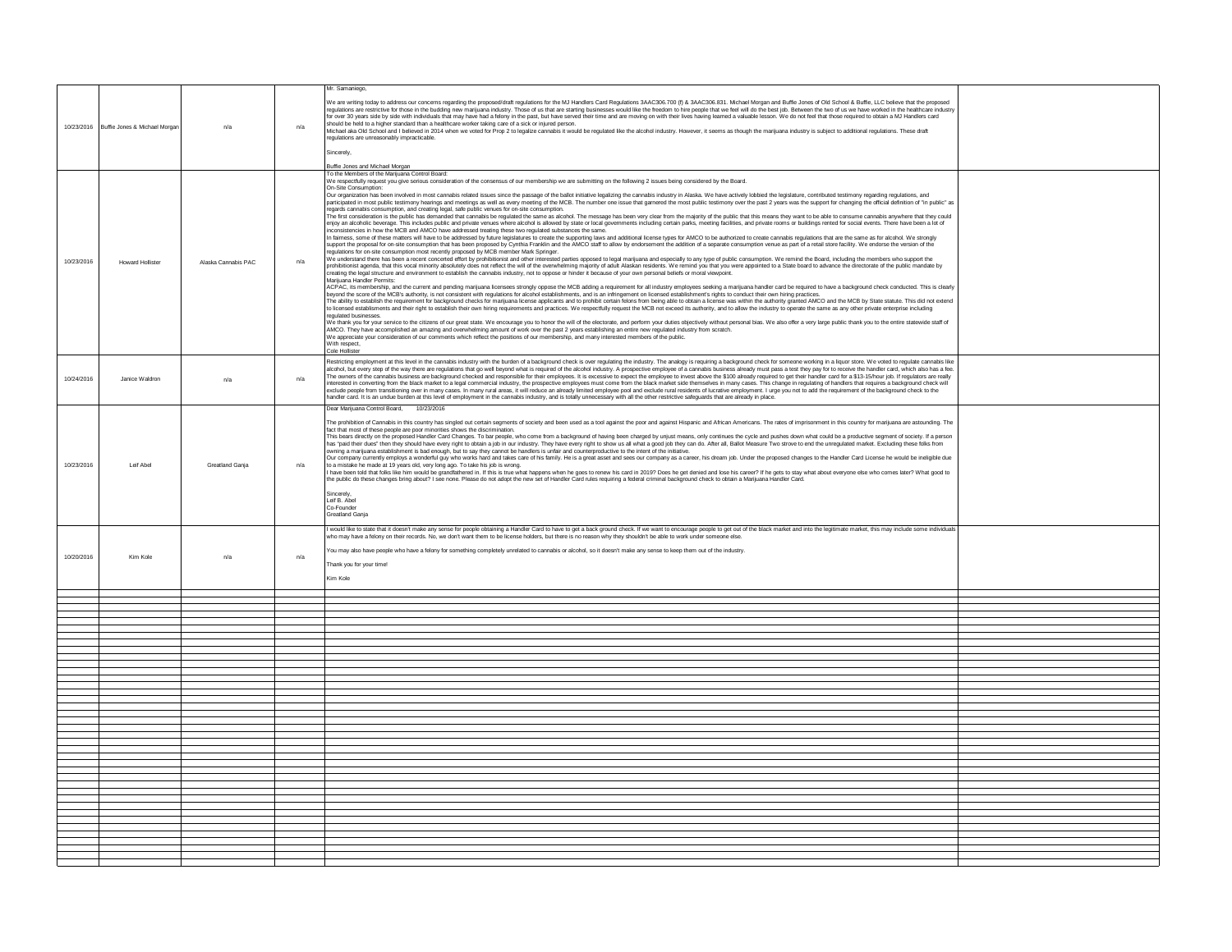| | | | | | |
|---|---|---|---|---|---|
| 10/23/2016 | Buffie Jones & Michael Morgan | n/a | n/a | Mr. Samaniego,<br><br>We are writing today to address our concerns regarding the proposed/draft regulations for the MJ Handlers Card Regulations 3AAC306.700 (f) & 3AAC306.831. Michael Morgan and Buffie Jones of Old School & Buffie, LLC believe that the proposed regulations are restrictive for those in the budding new marijuana industry. Those of us that are starting businesses would like the freedom to hire people that we feel will do the best job. Between the two of us we have worked in the healthcare industry for over 30 years side by side with individuals that may have had a felony in the past, but have served their time and are moving on with their lives having learned a valuable lesson. We do not feel that those required to obtain a MJ Handlers card should be held to a higher standard than a healthcare worker taking care of a sick or injured person.<br>Michael aka Old School and I believed in 2014 when we voted for Prop 2 to legalize cannabis it would be regulated like the alcohol industry. However, it seems as though the marijuana industry is subject to additional regulations. These draft regulations are unreasonably impracticable.<br><br>Sincerely,<br><br>Buffie Jones and Michael Morgan | |
| 10/23/2016 | Howard Hollister | Alaska Cannabis PAC | n/a | To the Members of the Marijuana Control Board:<br>We respectfully request you give serious consideration of the consensus of our membership we are submitting on the following 2 issues being considered by the Board.<br>On-Site Consumption:<br>Our organization has been involved in most cannabis related issues since the passage of the ballot initiative legalizing the cannabis industry in Alaska. We have actively lobbied the legislature, contributed testimony regarding regulations, and participated in most public testimony hearings and meetings as well as every meeting of the MCB. The number one issue that garnered the most public testimony over the past 2 years was the support for changing the official definition of "in public" as regards cannabis consumption, and creating legal, safe public venues for on-site consumption.<br>The first consideration is the public has demanded that cannabis be regulated the same as alcohol. The message has been very clear from the majority of the public that this means they want to be able to consume cannabis anywhere that they could enjoy an alcoholic beverage. This includes public and private venues where alcohol is allowed by state or local governments including certain parks, meeting facilities, and private rooms or buildings rented for social events. There have been a lot of inconsistencies in how the MCB and AMCO have addressed treating these two regulated substances the same.<br>In fairness, some of these matters will have to be addressed by future legislatures to create the supporting laws and additional license types for AMCO to be authorized to create cannabis regulations that are the same as for alcohol. We strongly support the proposal for on-site consumption that has been proposed by Cynthia Franklin and the AMCO staff to allow by endorsement the addition of a separate consumption venue as part of a retail store facility. We endorse the version of the regulations for on-site consumption most recently proposed by MCB member Mark Springer.<br>We understand there has been a recent concerted effort by prohibitionist and other interested parties opposed to legal marijuana and especially to any type of public consumption. We remind the Board, including the members who support the prohibitionist agenda, that this vocal minority absolutely does not reflect the will of the overwhelming majority of adult Alaskan residents. We remind you that you were appointed to a State board to advance the directorate of the public mandate by creating the legal structure and environment to establish the cannabis industry, not to oppose or hinder it because of your own personal beliefs or moral viewpoint.<br>Marijuana Handler Permits:<br>ACPAC, its membership, and the current and pending marijuana licensees strongly oppose the MCB adding a requirement for all industry employees seeking a marijuana handler card be required to have a background check conducted. This is clearly beyond the score of the MCB's authority, is not consistent with regulations for alcohol establishments, and is an infringement on licensed establishment's rights to conduct their own hiring practices.<br>The ability to establish the requirement for background checks for marijuana license applicants and to prohibit certain felons from being able to obtain a license was within the authority granted AMCO and the MCB by State statute. This did not extend to licensed establishments and their right to establish their own hiring requirements and practices. We respectfully request the MCB not exceed its authority, and to allow the industry to operate the same as any other private enterprise including regulated businesses.<br>We thank you for your service to the citizens of our great state. We encourage you to honor the will of the electorate, and perform your duties objectively without personal bias. We also offer a very large public thank you to the entire statewide staff of AMCO. They have accomplished an amazing and overwhelming amount of work over the past 2 years establishing an entire new regulated industry from scratch.<br>We appreciate your consideration of our comments which reflect the positions of our membership, and many interested members of the public.<br>With respect,<br>Cole Hollister | |
| 10/24/2016 | Janice Waldron | n/a | n/a | Restricting employment at this level in the cannabis industry with the burden of a background check is over regulating the industry. The analogy is requiring a background check for someone working in a liquor store. We voted to regulate cannabis like alcohol, but every step of the way there are regulations that go well beyond what is required of the alcohol industry. A prospective employee of a cannabis business already must pass a test they pay for to receive the handler card, which also has a fee. The owners of the cannabis business are background checked and responsible for their employees. It is excessive to expect the employee to invest above the $100 already required to get their handler card for a $13-15/hour job. If regulators are really interested in converting from the black market to a legal commercial industry, the prospective employees must come from the black market side themselves in many cases. This change in regulating of handlers that requires a background check will exclude people from transitioning over in many cases. In many rural areas, it will reduce an already limited employee pool and exclude rural residents of lucrative employment. I urge you not to add the requirement of the background check to the handler card. It is an undue burden at this level of employment in the cannabis industry, and is totally unnecessary with all the other restrictive safeguards that are already in place. | |
| 10/23/2016 | Leif Abel | Greatland Ganja | n/a | Dear Marijuana Control Board, 10/23/2016<br><br>The prohibition of Cannabis in this country has singled out certain segments of society and been used as a tool against the poor and against Hispanic and African Americans. The rates of imprisonment in this country for marijuana are astounding. The fact that most of these people are poor minorities shows the discrimination.<br>This bears directly on the proposed Handler Card Changes. To bar people, who come from a background of having been charged by unjust means, only continues the cycle and pushes down what could be a productive segment of society. If a person has "paid their dues" then they should have every right to obtain a job in our industry. They have every right to show us all what a good job they can do. After all, Ballot Measure Two strove to end the unregulated market. Excluding these folks from owning a marijuana establishment is bad enough, but to say they cannot be handlers is unfair and counterproductive to the intent of the initiative.<br>Our company currently employs a wonderful guy who works hard and takes care of his family. He is a great asset and sees our company as a career, his dream job. Under the proposed changes to the Handler Card License he would be ineligible due to a mistake he made at 19 years old, very long ago. To take his job is wrong.<br>I have been told that folks like him would be grandfathered in. If this is true what happens when he goes to renew his card in 2019? Does he get denied and lose his career? If he gets to stay what about everyone else who comes later? What good to the public do these changes bring about? I see none. Please do not adopt the new set of Handler Card rules requiring a federal criminal background check to obtain a Marijuana Handler Card.<br><br>Sincerely,<br>Leif B. Abel<br>Co-Founder<br>Greatland Ganja | |
| 10/20/2016 | Kim Kole | n/a | n/a | I would like to state that it doesn't make any sense for people obtaining a Handler Card to have to get a back ground check. If we want to encourage people to get out of the black market and into the legitimate market, this may include some individuals who may have a felony on their records. No, we don't want them to be license holders, but there is no reason why they shouldn't be able to work under someone else.<br><br>You may also have people who have a felony for something completely unrelated to cannabis or alcohol, so it doesn't make any sense to keep them out of the industry.<br><br>Thank you for your time!<br><br>Kim Kole | |